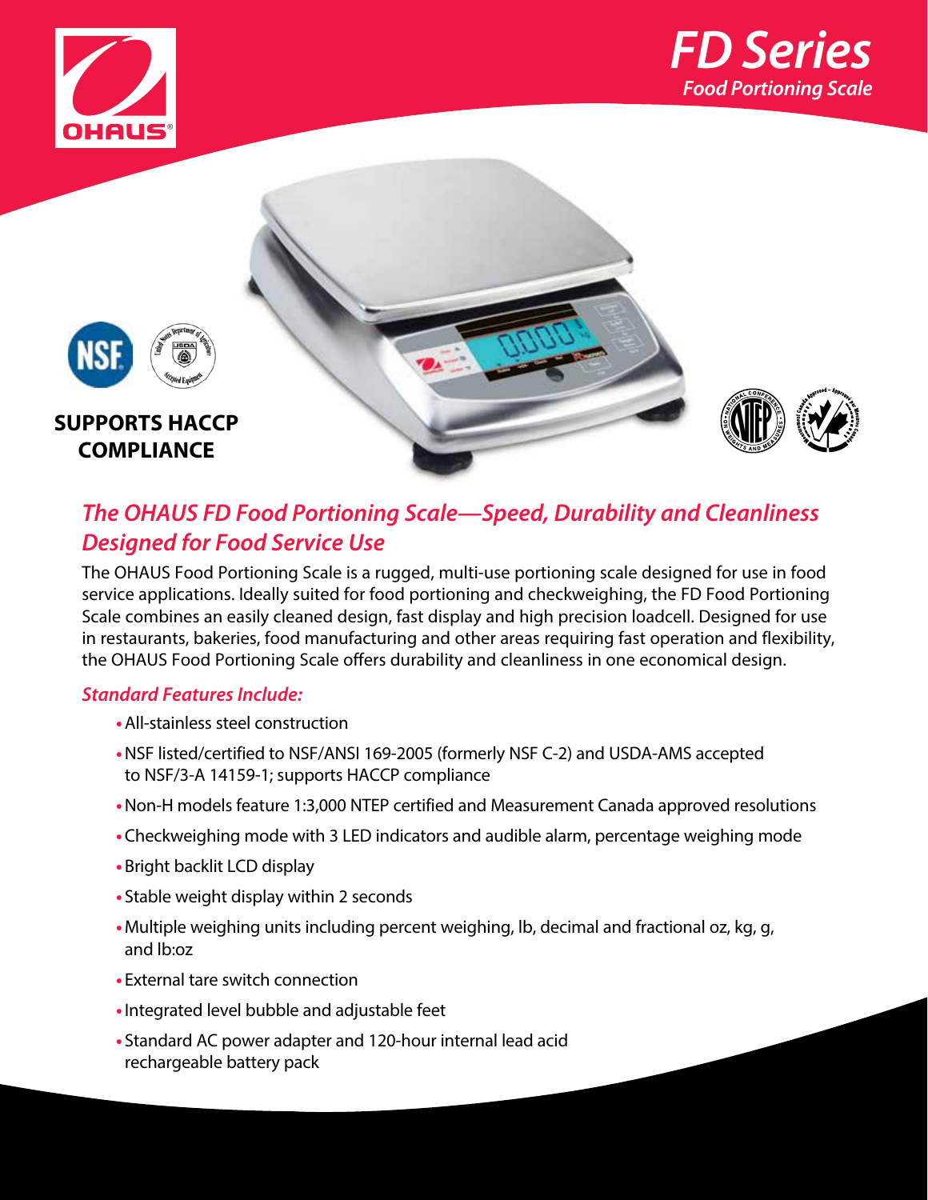# FD Series

## Food Portioning Scale

**SUPPORTS HACCP COMPLIANCE**

## *The OHAUS FD Food Portioning Scale—Speed, Durability and Cleanliness Designed for Food Service Use*

The OHAUS Food Portioning Scale is a rugged, multi-use portioning scale designed for use in food service applications. Ideally suited for food portioning and checkweighing, the FD Food Portioning Scale combines an easily cleaned design, fast display and high precision loadcell. Designed for use in restaurants, bakeries, food manufacturing and other areas requiring fast operation and flexibility, the OHAUS Food Portioning Scale offers durability and cleanliness in one economical design.

### *Standard Features Include:*

- All-stainless steel construction
- NSF listed/certified to NSF/ANSI 169-2005 (formerly NSF C-2) and USDA-AMS accepted to NSF/3-A 14159-1; supports HACCP compliance
- Non-H models feature 1:3,000 NTEP certified and Measurement Canada approved resolutions
- Checkweighing mode with 3 LED indicators and audible alarm, percentage weighing mode
- Bright backlit LCD display
- Stable weight display within 2 seconds
- Multiple weighing units including percent weighing, lb, decimal and fractional oz, kg, g, and lb:oz
- External tare switch connection
- Integrated level bubble and adjustable feet
- Standard AC power adapter and 120-hour internal lead acid rechargeable battery pack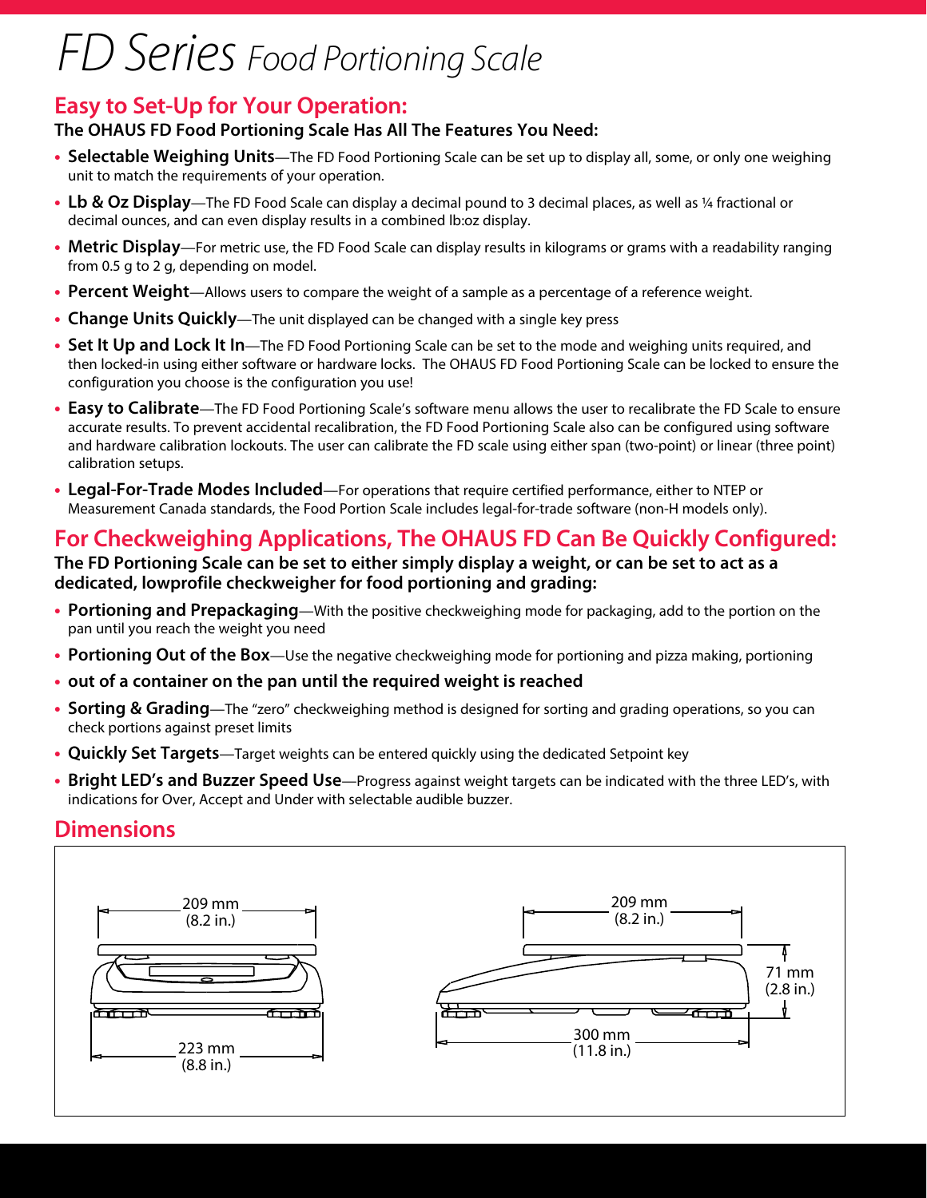// FD Series Food Portioning Scale

## Easy to Set-Up for Your Operation:

**The OHAUS FD Food Portioning Scale Has All The Features You Need:**

- **Selectable Weighing Units**—The FD Food Portioning Scale can be set up to display all, some, or only one weighing unit to match the requirements of your operation.
- **Lb & Oz Display**—The FD Food Scale can display a decimal pound to 3 decimal places, as well as ¼ fractional or decimal ounces, and can even display results in a combined lb:oz display.
- **Metric Display**—For metric use, the FD Food Scale can display results in kilograms or grams with a readability ranging from 0.5 g to 2 g, depending on model.
- **Percent Weight**—Allows users to compare the weight of a sample as a percentage of a reference weight.
- **Change Units Quickly**—The unit displayed can be changed with a single key press
- **Set It Up and Lock It In**—The FD Food Portioning Scale can be set to the mode and weighing units required, and then locked-in using either software or hardware locks. The OHAUS FD Food Portioning Scale can be locked to ensure the configuration you choose is the configuration you use!
- **Easy to Calibrate**—The FD Food Portioning Scale's software menu allows the user to recalibrate the FD Scale to ensure accurate results. To prevent accidental recalibration, the FD Food Portioning Scale also can be configured using software and hardware calibration lockouts. The user can calibrate the FD scale using either span (two-point) or linear (three point) calibration setups.
- **Legal-For-Trade Modes Included**—For operations that require certified performance, either to NTEP or Measurement Canada standards, the Food Portion Scale includes legal-for-trade software (non-H models only).

## For Checkweighing Applications, The OHAUS FD Can Be Quickly Configured:

**The FD Portioning Scale can be set to either simply display a weight, or can be set to act as a dedicated, lowprofile checkweigher for food portioning and grading:**

- **Portioning and Prepackaging**—With the positive checkweighing mode for packaging, add to the portion on the pan until you reach the weight you need
- **Portioning Out of the Box**—Use the negative checkweighing mode for portioning and pizza making, portioning
- **out of a container on the pan until the required weight is reached**
- **Sorting & Grading**—The "zero" checkweighing method is designed for sorting and grading operations, so you can check portions against preset limits
- **Quickly Set Targets**—Target weights can be entered quickly using the dedicated Setpoint key
- **Bright LED's and Buzzer Speed Use**—Progress against weight targets can be indicated with the three LED's, with indications for Over, Accept and Under with selectable audible buzzer.

## Dimensions

209 mm (8.2 in.)

223 mm (8.8 in.)

209 mm (8.2 in.)

71 mm (2.8 in.)

300 mm (11.8 in.)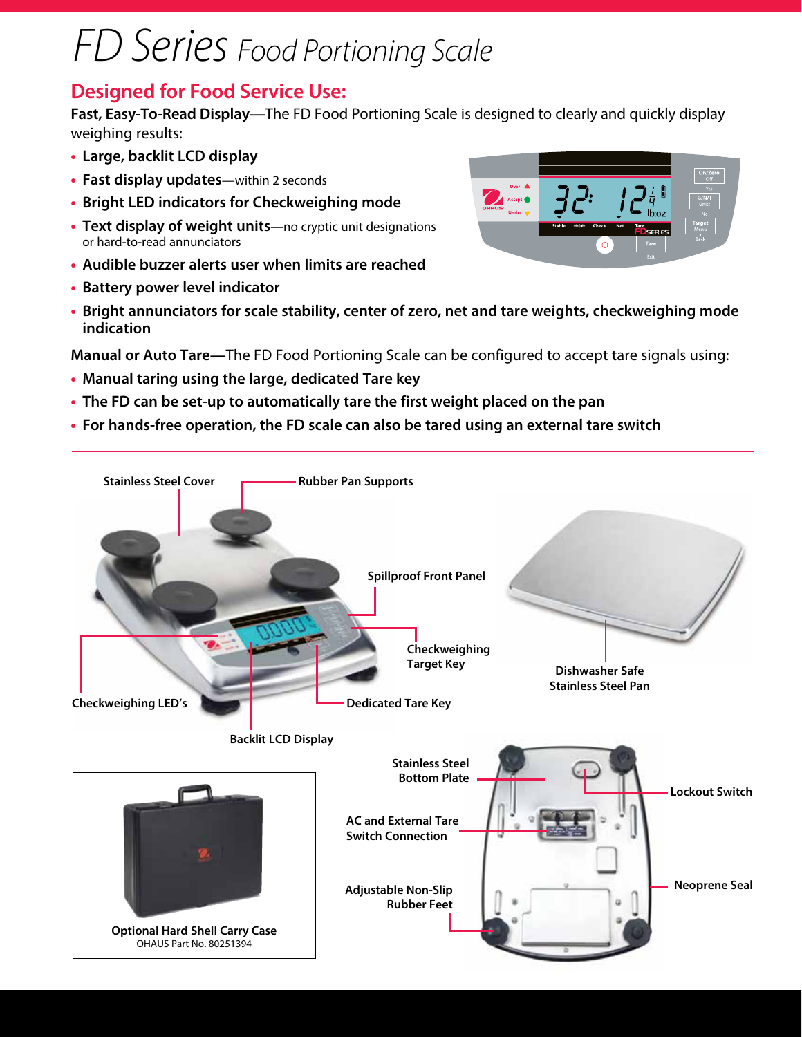# FD Series *Food Portioning Scale*

## Designed for Food Service Use:

**Fast, Easy-To-Read Display**—The FD Food Portioning Scale is designed to clearly and quickly display weighing results:

- **Large, backlit LCD display**
- **Fast display updates**—within 2 seconds
- **Bright LED indicators for Checkweighing mode**
- **Text display of weight units**—no cryptic unit designations or hard-to-read annunciators
- **Audible buzzer alerts user when limits are reached**
- **Battery power level indicator**
- **Bright annunciators for scale stability, center of zero, net and tare weights, checkweighing mode indication**

**Manual or Auto Tare**—The FD Food Portioning Scale can be configured to accept tare signals using:

- **Manual taring using the large, dedicated Tare key**
- **The FD can be set-up to automatically tare the first weight placed on the pan**
- **For hands-free operation, the FD scale can also be tared using an external tare switch**

---

Stainless Steel Cover

Rubber Pan Supports

Spillproof Front Panel

Checkweighing Target Key

Checkweighing LED's

Dedicated Tare Key

Backlit LCD Display

Dishwasher Safe Stainless Steel Pan

Stainless Steel Bottom Plate

Lockout Switch

AC and External Tare Switch Connection

Adjustable Non-Slip Rubber Feet

Neoprene Seal

**Optional Hard Shell Carry Case**
OHAUS Part No. 80251394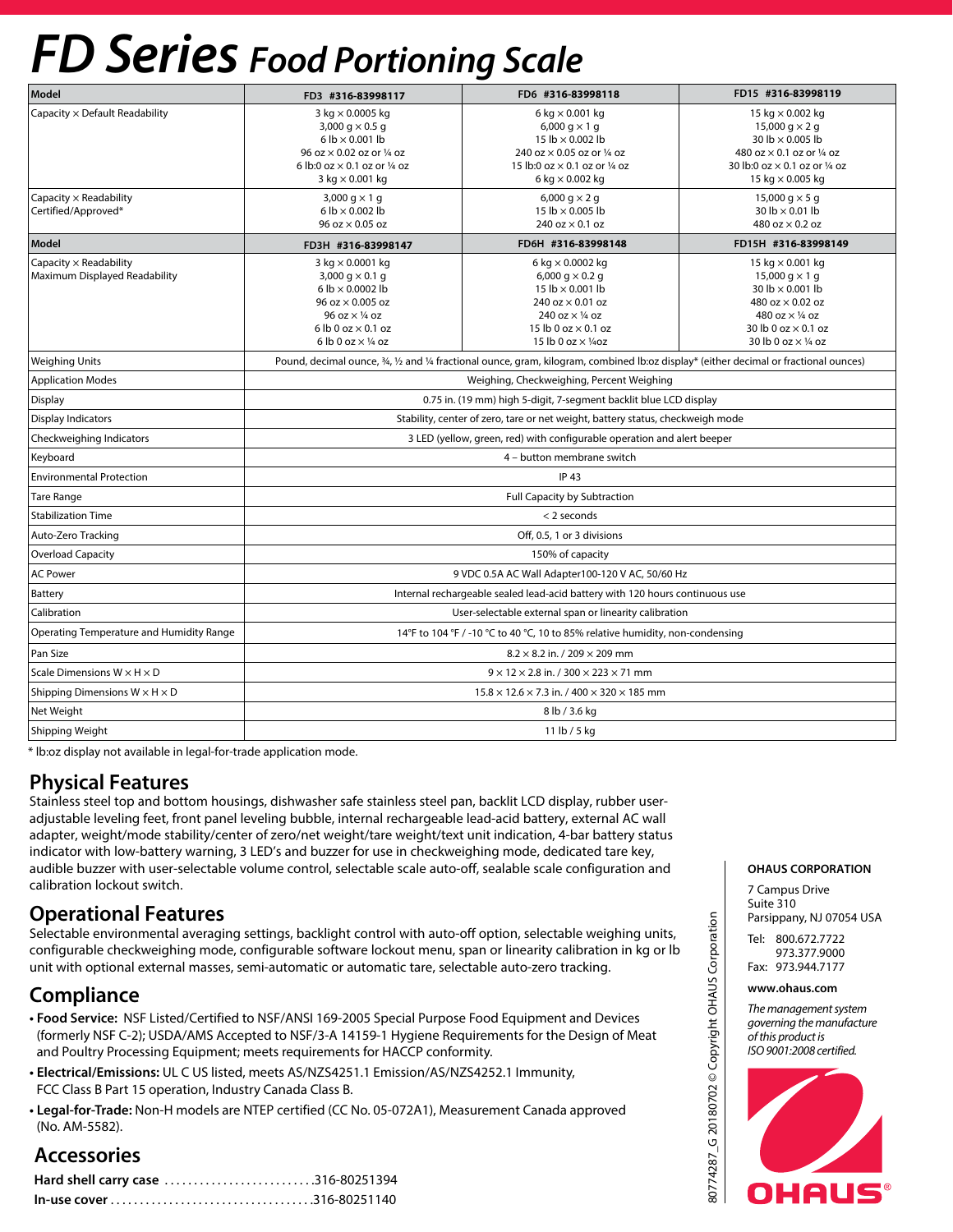# FD Series Food Portioning Scale

| Model | FD3 #316-83998117 | FD6 #316-83998118 | FD15 #316-83998119 |
|---|---|---|---|
| Capacity × Default Readability | 3 kg × 0.0005 kg<br>3,000 g × 0.5 g<br>6 lb × 0.001 lb<br>96 oz × 0.02 oz or ¼ oz<br>6 lb:0 oz × 0.1 oz or ¼ oz<br>3 kg × 0.001 kg | 6 kg × 0.001 kg<br>6,000 g × 1 g<br>15 lb × 0.002 lb<br>240 oz × 0.05 oz or ¼ oz<br>15 lb:0 oz × 0.1 oz or ¼ oz<br>6 kg × 0.002 kg | 15 kg × 0.002 kg<br>15,000 g × 2 g<br>30 lb × 0.005 lb<br>480 oz × 0.1 oz or ¼ oz<br>30 lb:0 oz × 0.1 oz or ¼ oz<br>15 kg × 0.005 kg |
| Capacity × Readability Certified/Approved* | 3,000 g × 1 g<br>6 lb × 0.002 lb<br>96 oz × 0.05 oz | 6,000 g × 2 g<br>15 lb × 0.005 lb<br>240 oz × 0.1 oz | 15,000 g × 5 g<br>30 lb × 0.01 lb<br>480 oz × 0.2 oz |
| **Model** | **FD3H #316-83998147** | **FD6H #316-83998148** | **FD15H #316-83998149** |
| Capacity × Readability Maximum Displayed Readability | 3 kg × 0.0001 kg<br>3,000 g × 0.1 g<br>6 lb × 0.0002 lb<br>96 oz × 0.005 oz<br>96 oz × ¼ oz<br>6 lb 0 oz × 0.1 oz<br>6 lb 0 oz × ¼ oz | 6 kg × 0.0002 kg<br>6,000 g × 0.2 g<br>15 lb × 0.001 lb<br>240 oz × 0.01 oz<br>240 oz × ¼ oz<br>15 lb 0 oz × 0.1 oz<br>15 lb 0 oz × ¼oz | 15 kg × 0.001 kg<br>15,000 g × 1 g<br>30 lb × 0.001 lb<br>480 oz × 0.02 oz<br>480 oz × ¼ oz<br>30 lb 0 oz × 0.1 oz<br>30 lb 0 oz × ¼ oz |
| Weighing Units | Pound, decimal ounce, ¾, ½ and ¼ fractional ounce, gram, kilogram, combined lb:oz display* (either decimal or fractional ounces) | | |
| Application Modes | Weighing, Checkweighing, Percent Weighing | | |
| Display | 0.75 in. (19 mm) high 5-digit, 7-segment backlit blue LCD display | | |
| Display Indicators | Stability, center of zero, tare or net weight, battery status, checkweigh mode | | |
| Checkweighing Indicators | 3 LED (yellow, green, red) with configurable operation and alert beeper | | |
| Keyboard | 4 – button membrane switch | | |
| Environmental Protection | IP 43 | | |
| Tare Range | Full Capacity by Subtraction | | |
| Stabilization Time | < 2 seconds | | |
| Auto-Zero Tracking | Off, 0.5, 1 or 3 divisions | | |
| Overload Capacity | 150% of capacity | | |
| AC Power | 9 VDC 0.5A AC Wall Adapter100-120 V AC, 50/60 Hz | | |
| Battery | Internal rechargeable sealed lead-acid battery with 120 hours continuous use | | |
| Calibration | User-selectable external span or linearity calibration | | |
| Operating Temperature and Humidity Range | 14°F to 104 °F / -10 °C to 40 °C, 10 to 85% relative humidity, non-condensing | | |
| Pan Size | 8.2 × 8.2 in. / 209 × 209 mm | | |
| Scale Dimensions W × H × D | 9 × 12 × 2.8 in. / 300 × 223 × 71 mm | | |
| Shipping Dimensions W × H × D | 15.8 × 12.6 × 7.3 in. / 400 × 320 × 185 mm | | |
| Net Weight | 8 lb / 3.6 kg | | |
| Shipping Weight | 11 lb / 5 kg | | |

\* lb:oz display not available in legal-for-trade application mode.

## Physical Features

Stainless steel top and bottom housings, dishwasher safe stainless steel pan, backlit LCD display, rubber user-adjustable leveling feet, front panel leveling bubble, internal rechargeable lead-acid battery, external AC wall adapter, weight/mode stability/center of zero/net weight/tare weight/text unit indication, 4-bar battery status indicator with low-battery warning, 3 LED's and buzzer for use in checkweighing mode, dedicated tare key, audible buzzer with user-selectable volume control, selectable scale auto-off, sealable scale configuration and calibration lockout switch.

## Operational Features

Selectable environmental averaging settings, backlight control with auto-off option, selectable weighing units, configurable checkweighing mode, configurable software lockout menu, span or linearity calibration in kg or lb unit with optional external masses, semi-automatic or automatic tare, selectable auto-zero tracking.

## Compliance

- **Food Service:** NSF Listed/Certified to NSF/ANSI 169-2005 Special Purpose Food Equipment and Devices (formerly NSF C-2); USDA/AMS Accepted to NSF/3-A 14159-1 Hygiene Requirements for the Design of Meat and Poultry Processing Equipment; meets requirements for HACCP conformity.
- **Electrical/Emissions:** UL C US listed, meets AS/NZS4251.1 Emission/AS/NZS4252.1 Immunity, FCC Class B Part 15 operation, Industry Canada Class B.
- **Legal-for-Trade:** Non-H models are NTEP certified (CC No. 05-072A1), Measurement Canada approved (No. AM-5582).

## Accessories

**Hard shell carry case** ..........................316-80251394
**In-use cover** ..................................316-80251140

**OHAUS CORPORATION**

7 Campus Drive
Suite 310
Parsippany, NJ 07054 USA

Tel: 800.672.7722
973.377.9000
Fax: 973.944.7177

**www.ohaus.com**

*The management system governing the manufacture of this product is ISO 9001:2008 certified.*

80774287_G 20180702 © Copyright OHAUS Corporation

OHAUS®